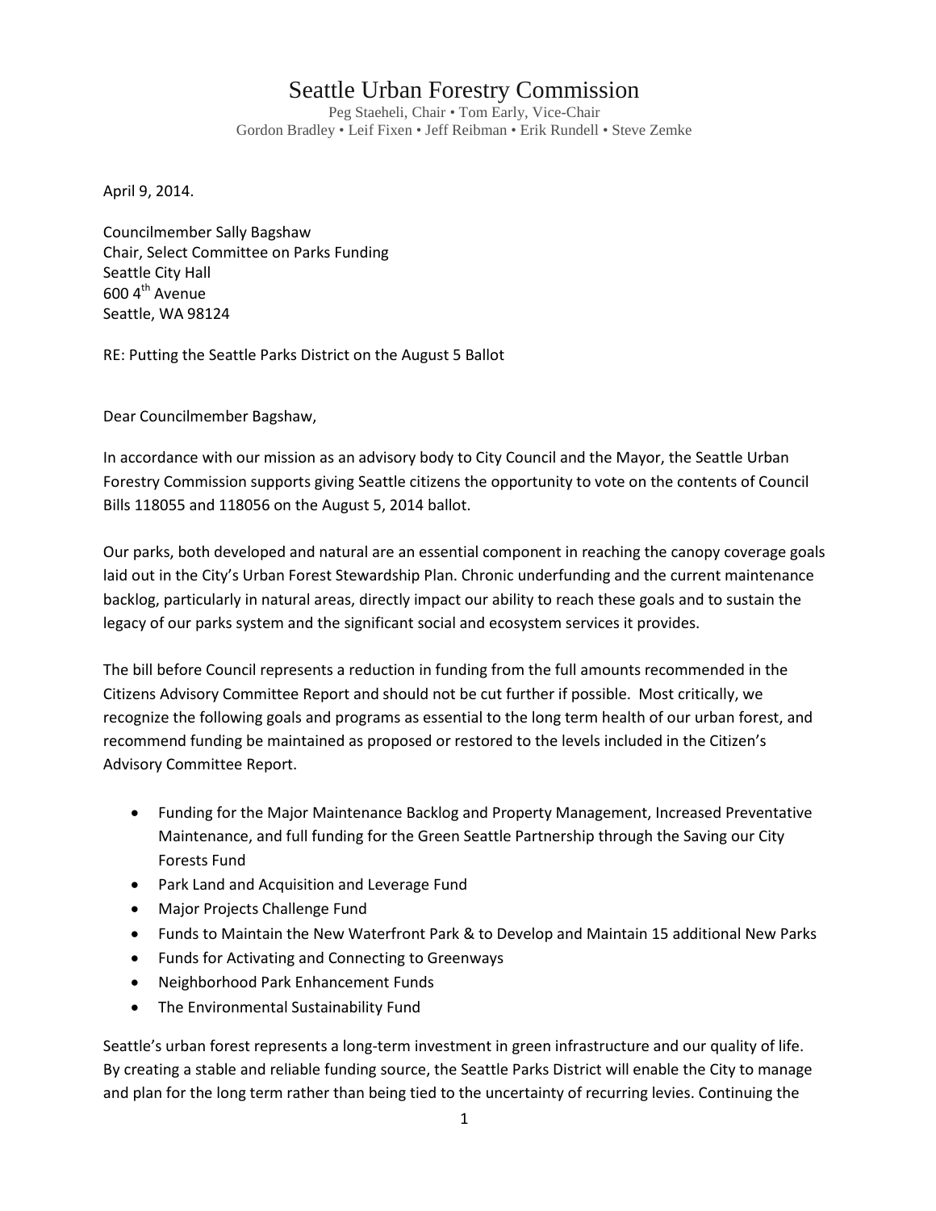# Seattle Urban Forestry Commission

Peg Staeheli, Chair • Tom Early, Vice-Chair
Gordon Bradley • Leif Fixen • Jeff Reibman • Erik Rundell • Steve Zemke

April 9, 2014.

Councilmember Sally Bagshaw
Chair, Select Committee on Parks Funding
Seattle City Hall
600 4th Avenue
Seattle, WA 98124

RE: Putting the Seattle Parks District on the August 5 Ballot

Dear Councilmember Bagshaw,

In accordance with our mission as an advisory body to City Council and the Mayor, the Seattle Urban Forestry Commission supports giving Seattle citizens the opportunity to vote on the contents of Council Bills 118055 and 118056 on the August 5, 2014 ballot.

Our parks, both developed and natural are an essential component in reaching the canopy coverage goals laid out in the City's Urban Forest Stewardship Plan. Chronic underfunding and the current maintenance backlog, particularly in natural areas, directly impact our ability to reach these goals and to sustain the legacy of our parks system and the significant social and ecosystem services it provides.

The bill before Council represents a reduction in funding from the full amounts recommended in the Citizens Advisory Committee Report and should not be cut further if possible. Most critically, we recognize the following goals and programs as essential to the long term health of our urban forest, and recommend funding be maintained as proposed or restored to the levels included in the Citizen's Advisory Committee Report.

- Funding for the Major Maintenance Backlog and Property Management, Increased Preventative Maintenance, and full funding for the Green Seattle Partnership through the Saving our City Forests Fund
- Park Land and Acquisition and Leverage Fund
- Major Projects Challenge Fund
- Funds to Maintain the New Waterfront Park & to Develop and Maintain 15 additional New Parks
- Funds for Activating and Connecting to Greenways
- Neighborhood Park Enhancement Funds
- The Environmental Sustainability Fund

Seattle's urban forest represents a long-term investment in green infrastructure and our quality of life. By creating a stable and reliable funding source, the Seattle Parks District will enable the City to manage and plan for the long term rather than being tied to the uncertainty of recurring levies. Continuing the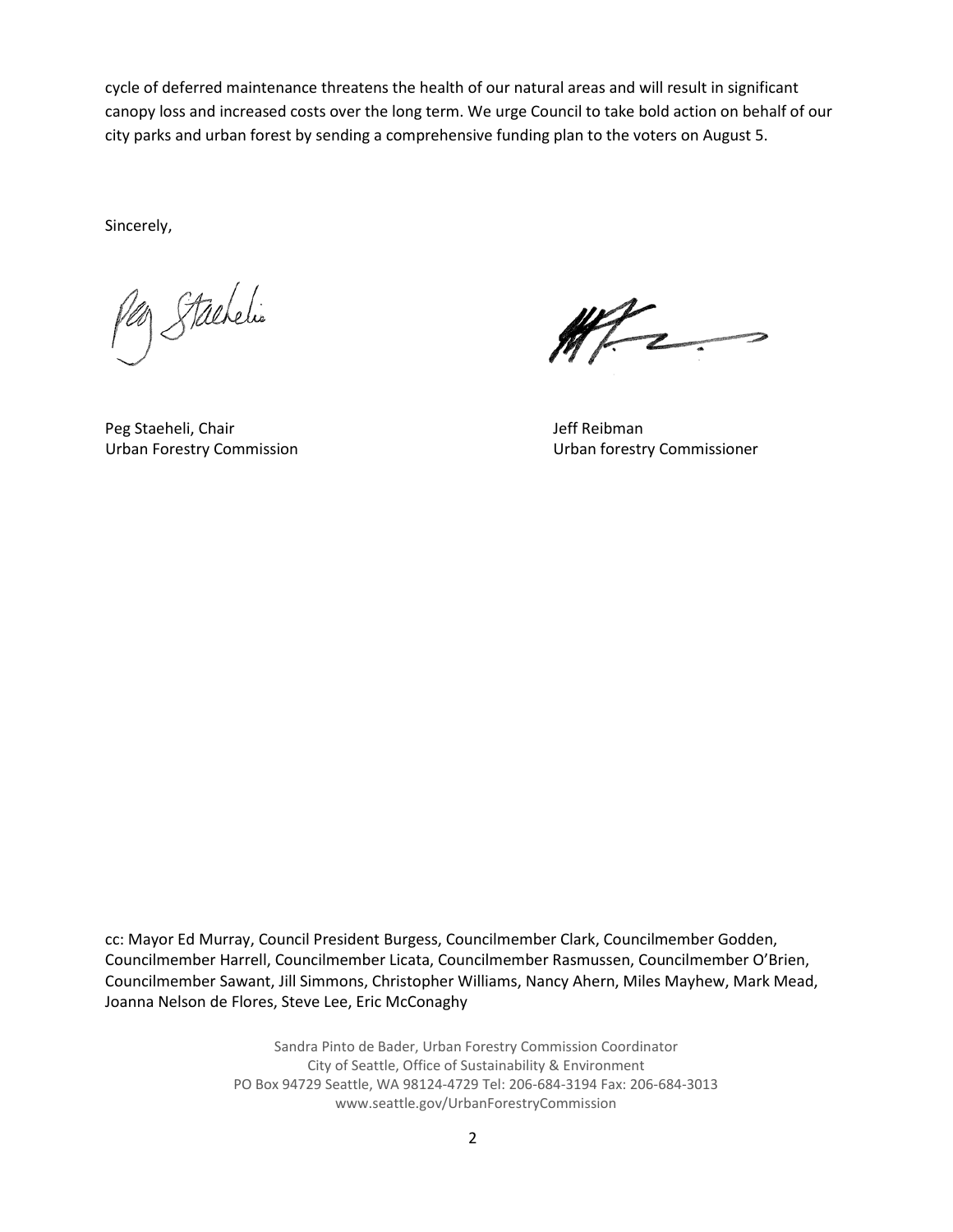cycle of deferred maintenance threatens the health of our natural areas and will result in significant canopy loss and increased costs over the long term. We urge Council to take bold action on behalf of our city parks and urban forest by sending a comprehensive funding plan to the voters on August 5.

Sincerely,

Peg Staeheli, Chair
Urban Forestry Commission

Jeff Reibman
Urban forestry Commissioner

cc: Mayor Ed Murray, Council President Burgess, Councilmember Clark, Councilmember Godden, Councilmember Harrell, Councilmember Licata, Councilmember Rasmussen, Councilmember O'Brien, Councilmember Sawant, Jill Simmons, Christopher Williams, Nancy Ahern, Miles Mayhew, Mark Mead, Joanna Nelson de Flores, Steve Lee, Eric McConaghy

Sandra Pinto de Bader, Urban Forestry Commission Coordinator
City of Seattle, Office of Sustainability & Environment
PO Box 94729 Seattle, WA 98124-4729 Tel: 206-684-3194 Fax: 206-684-3013
www.seattle.gov/UrbanForestryCommission